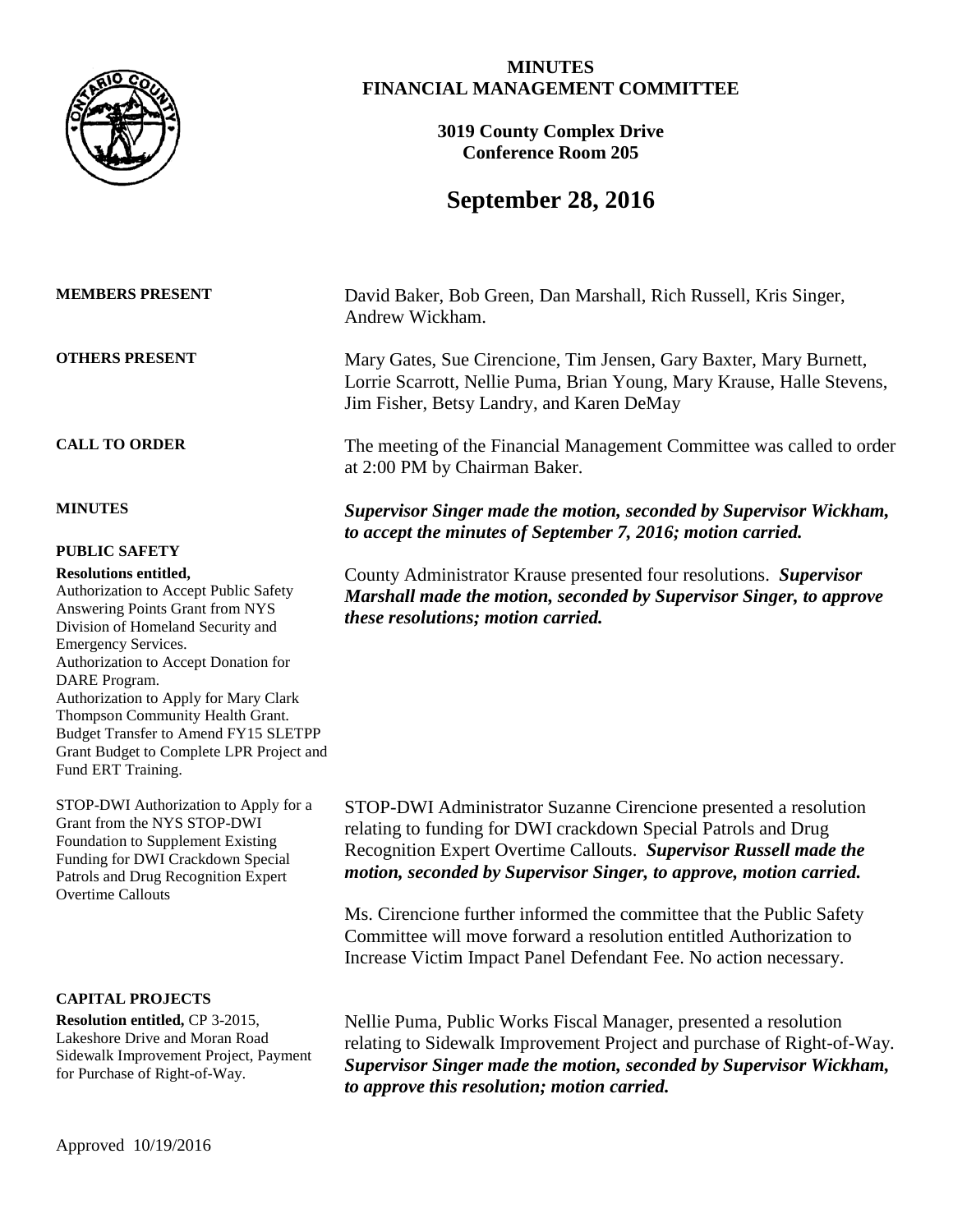# MINUTES
# FINANCIAL MANAGEMENT COMMITTEE

**3019 County Complex Drive**
**Conference Room 205**

## September 28, 2016

**MEMBERS PRESENT**

David Baker, Bob Green, Dan Marshall, Rich Russell, Kris Singer, Andrew Wickham.

**OTHERS PRESENT**

Mary Gates, Sue Cirencione, Tim Jensen, Gary Baxter, Mary Burnett, Lorrie Scarrott, Nellie Puma, Brian Young, Mary Krause, Halle Stevens, Jim Fisher, Betsy Landry, and Karen DeMay

**CALL TO ORDER**

The meeting of the Financial Management Committee was called to order at 2:00 PM by Chairman Baker.

**MINUTES**

***Supervisor Singer made the motion, seconded by Supervisor Wickham, to accept the minutes of September 7, 2016; motion carried.***

**PUBLIC SAFETY**

**Resolutions entitled,**
Authorization to Accept Public Safety Answering Points Grant from NYS Division of Homeland Security and Emergency Services.
Authorization to Accept Donation for DARE Program.
Authorization to Apply for Mary Clark Thompson Community Health Grant.
Budget Transfer to Amend FY15 SLETPP Grant Budget to Complete LPR Project and Fund ERT Training.

County Administrator Krause presented four resolutions. ***Supervisor Marshall made the motion, seconded by Supervisor Singer, to approve these resolutions; motion carried.***

STOP-DWI Authorization to Apply for a Grant from the NYS STOP-DWI Foundation to Supplement Existing Funding for DWI Crackdown Special Patrols and Drug Recognition Expert Overtime Callouts

STOP-DWI Administrator Suzanne Cirencione presented a resolution relating to funding for DWI crackdown Special Patrols and Drug Recognition Expert Overtime Callouts. ***Supervisor Russell made the motion, seconded by Supervisor Singer, to approve, motion carried.***

Ms. Cirencione further informed the committee that the Public Safety Committee will move forward a resolution entitled Authorization to Increase Victim Impact Panel Defendant Fee. No action necessary.

**CAPITAL PROJECTS**

**Resolution entitled,** CP 3-2015, Lakeshore Drive and Moran Road Sidewalk Improvement Project, Payment for Purchase of Right-of-Way.

Nellie Puma, Public Works Fiscal Manager, presented a resolution relating to Sidewalk Improvement Project and purchase of Right-of-Way. ***Supervisor Singer made the motion, seconded by Supervisor Wickham, to approve this resolution; motion carried.***

Approved 10/19/2016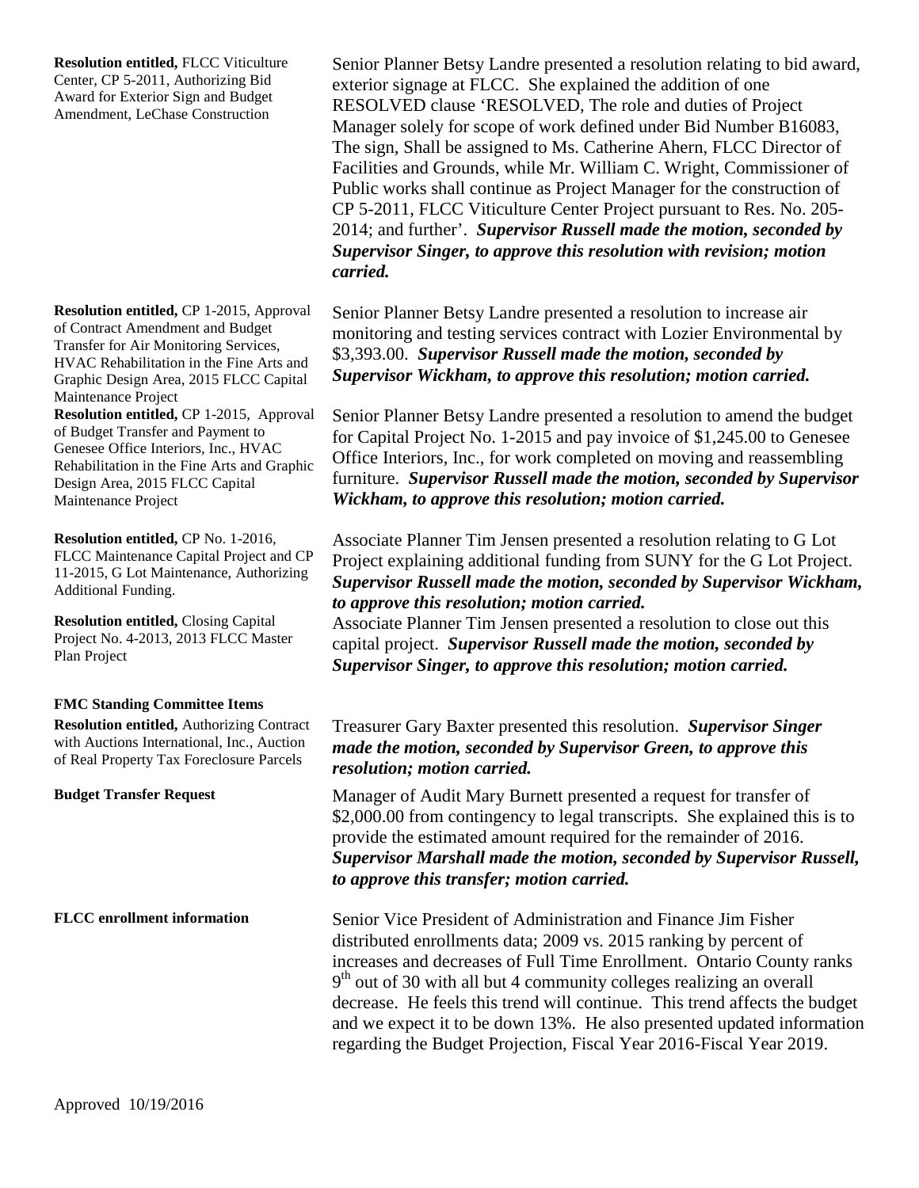**Resolution entitled,** FLCC Viticulture Center, CP 5-2011, Authorizing Bid Award for Exterior Sign and Budget Amendment, LeChase Construction

Senior Planner Betsy Landre presented a resolution relating to bid award, exterior signage at FLCC. She explained the addition of one RESOLVED clause 'RESOLVED, The role and duties of Project Manager solely for scope of work defined under Bid Number B16083, The sign, Shall be assigned to Ms. Catherine Ahern, FLCC Director of Facilities and Grounds, while Mr. William C. Wright, Commissioner of Public works shall continue as Project Manager for the construction of CP 5-2011, FLCC Viticulture Center Project pursuant to Res. No. 205-2014; and further'. ***Supervisor Russell made the motion, seconded by Supervisor Singer, to approve this resolution with revision; motion carried.***

**Resolution entitled,** CP 1-2015, Approval of Contract Amendment and Budget Transfer for Air Monitoring Services, HVAC Rehabilitation in the Fine Arts and Graphic Design Area, 2015 FLCC Capital Maintenance Project

Senior Planner Betsy Landre presented a resolution to increase air monitoring and testing services contract with Lozier Environmental by $3,393.00. ***Supervisor Russell made the motion, seconded by Supervisor Wickham, to approve this resolution; motion carried.***

**Resolution entitled,** CP 1-2015, Approval of Budget Transfer and Payment to Genesee Office Interiors, Inc., HVAC Rehabilitation in the Fine Arts and Graphic Design Area, 2015 FLCC Capital Maintenance Project

Senior Planner Betsy Landre presented a resolution to amend the budget for Capital Project No. 1-2015 and pay invoice of $1,245.00 to Genesee Office Interiors, Inc., for work completed on moving and reassembling furniture. ***Supervisor Russell made the motion, seconded by Supervisor Wickham, to approve this resolution; motion carried.***

**Resolution entitled,** CP No. 1-2016, FLCC Maintenance Capital Project and CP 11-2015, G Lot Maintenance, Authorizing Additional Funding.

Associate Planner Tim Jensen presented a resolution relating to G Lot Project explaining additional funding from SUNY for the G Lot Project. ***Supervisor Russell made the motion, seconded by Supervisor Wickham, to approve this resolution; motion carried.***

**Resolution entitled,** Closing Capital Project No. 4-2013, 2013 FLCC Master Plan Project

Associate Planner Tim Jensen presented a resolution to close out this capital project. ***Supervisor Russell made the motion, seconded by Supervisor Singer, to approve this resolution; motion carried.***

**FMC Standing Committee Items**

**Resolution entitled,** Authorizing Contract with Auctions International, Inc., Auction of Real Property Tax Foreclosure Parcels

Treasurer Gary Baxter presented this resolution. ***Supervisor Singer made the motion, seconded by Supervisor Green, to approve this resolution; motion carried.***

**Budget Transfer Request**

Manager of Audit Mary Burnett presented a request for transfer of $2,000.00 from contingency to legal transcripts. She explained this is to provide the estimated amount required for the remainder of 2016. ***Supervisor Marshall made the motion, seconded by Supervisor Russell, to approve this transfer; motion carried.***

**FLCC enrollment information**

Senior Vice President of Administration and Finance Jim Fisher distributed enrollments data; 2009 vs. 2015 ranking by percent of increases and decreases of Full Time Enrollment. Ontario County ranks 9th out of 30 with all but 4 community colleges realizing an overall decrease. He feels this trend will continue. This trend affects the budget and we expect it to be down 13%. He also presented updated information regarding the Budget Projection, Fiscal Year 2016-Fiscal Year 2019.

Approved 10/19/2016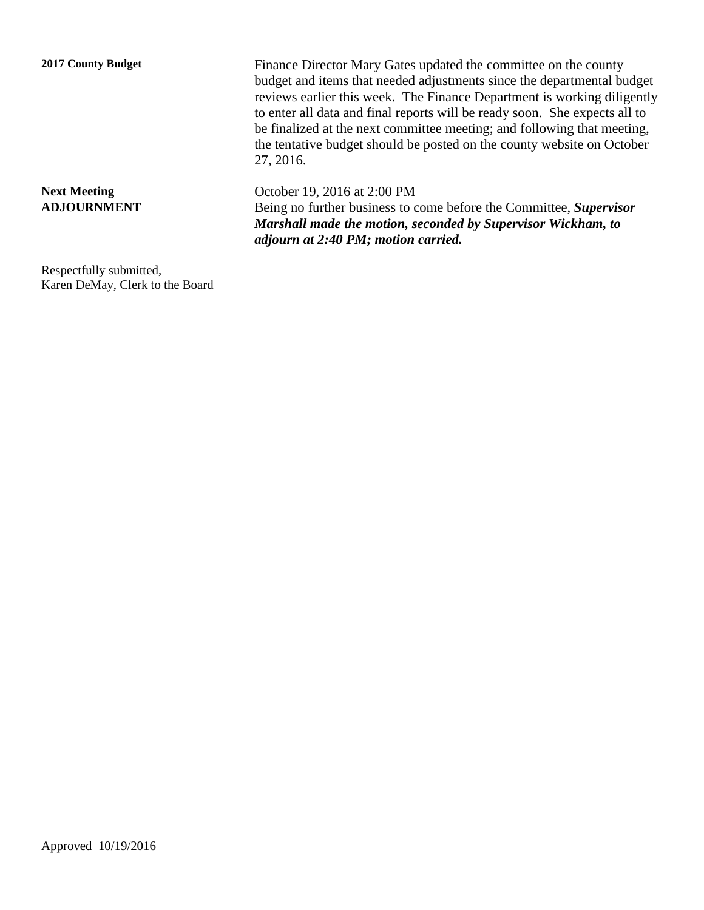**2017 County Budget**

Finance Director Mary Gates updated the committee on the county budget and items that needed adjustments since the departmental budget reviews earlier this week. The Finance Department is working diligently to enter all data and final reports will be ready soon. She expects all to be finalized at the next committee meeting; and following that meeting, the tentative budget should be posted on the county website on October 27, 2016.

**Next Meeting**

October 19, 2016 at 2:00 PM

**ADJOURNMENT**

Being no further business to come before the Committee, ***Supervisor Marshall made the motion, seconded by Supervisor Wickham, to adjourn at 2:40 PM; motion carried.***

Respectfully submitted,
Karen DeMay, Clerk to the Board

Approved 10/19/2016